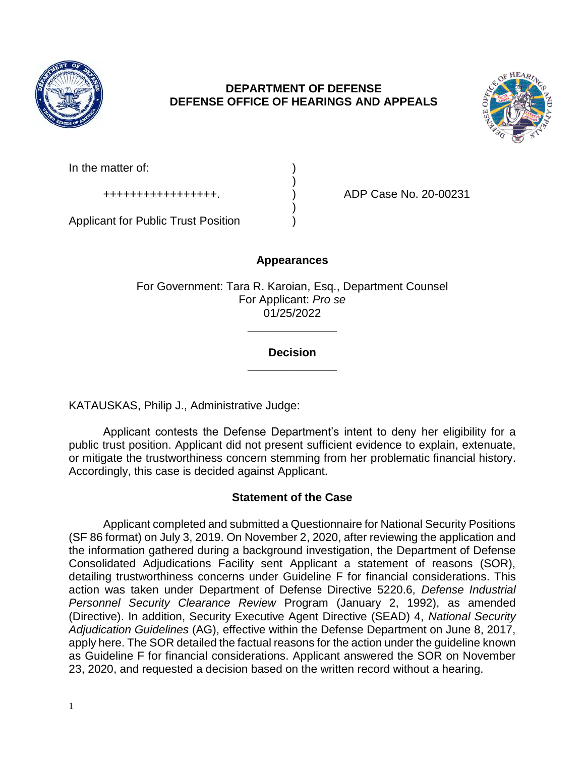**DEPARTMENT OF DEFENSE**
**DEFENSE OFFICE OF HEARINGS AND APPEALS**

In the matter of: )
 )
+++++++++++++++++. ) ADP Case No. 20-00231
 )
Applicant for Public Trust Position )

**Appearances**

For Government: Tara R. Karoian, Esq., Department Counsel
For Applicant: *Pro se*
01/25/2022

______________

**Decision**

______________

KATAUSKAS, Philip J., Administrative Judge:

Applicant contests the Defense Department's intent to deny her eligibility for a public trust position. Applicant did not present sufficient evidence to explain, extenuate, or mitigate the trustworthiness concern stemming from her problematic financial history. Accordingly, this case is decided against Applicant.

**Statement of the Case**

Applicant completed and submitted a Questionnaire for National Security Positions (SF 86 format) on July 3, 2019. On November 2, 2020, after reviewing the application and the information gathered during a background investigation, the Department of Defense Consolidated Adjudications Facility sent Applicant a statement of reasons (SOR), detailing trustworthiness concerns under Guideline F for financial considerations. This action was taken under Department of Defense Directive 5220.6, *Defense Industrial Personnel Security Clearance Review* Program (January 2, 1992), as amended (Directive). In addition, Security Executive Agent Directive (SEAD) 4, *National Security Adjudication Guidelines* (AG), effective within the Defense Department on June 8, 2017, apply here. The SOR detailed the factual reasons for the action under the guideline known as Guideline F for financial considerations. Applicant answered the SOR on November 23, 2020, and requested a decision based on the written record without a hearing.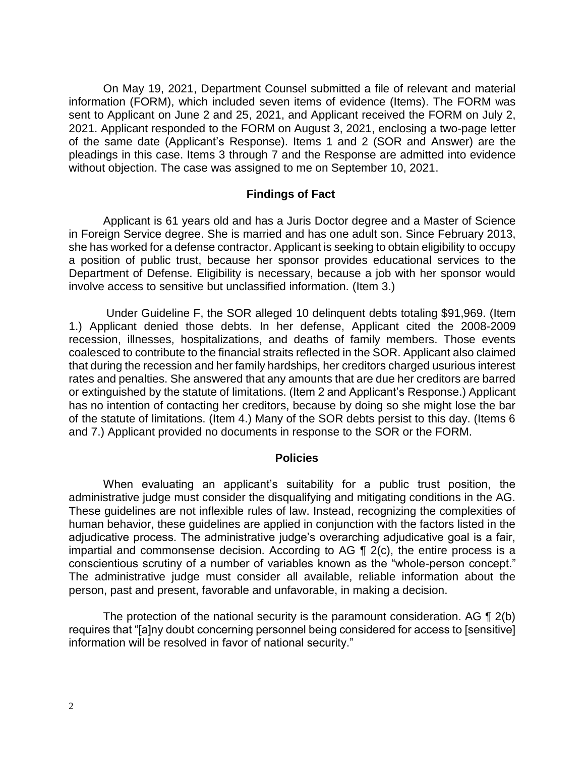On May 19, 2021, Department Counsel submitted a file of relevant and material information (FORM), which included seven items of evidence (Items). The FORM was sent to Applicant on June 2 and 25, 2021, and Applicant received the FORM on July 2, 2021. Applicant responded to the FORM on August 3, 2021, enclosing a two-page letter of the same date (Applicant's Response). Items 1 and 2 (SOR and Answer) are the pleadings in this case. Items 3 through 7 and the Response are admitted into evidence without objection. The case was assigned to me on September 10, 2021.

## Findings of Fact

Applicant is 61 years old and has a Juris Doctor degree and a Master of Science in Foreign Service degree. She is married and has one adult son. Since February 2013, she has worked for a defense contractor. Applicant is seeking to obtain eligibility to occupy a position of public trust, because her sponsor provides educational services to the Department of Defense. Eligibility is necessary, because a job with her sponsor would involve access to sensitive but unclassified information. (Item 3.)

Under Guideline F, the SOR alleged 10 delinquent debts totaling $91,969. (Item 1.) Applicant denied those debts. In her defense, Applicant cited the 2008-2009 recession, illnesses, hospitalizations, and deaths of family members. Those events coalesced to contribute to the financial straits reflected in the SOR. Applicant also claimed that during the recession and her family hardships, her creditors charged usurious interest rates and penalties. She answered that any amounts that are due her creditors are barred or extinguished by the statute of limitations. (Item 2 and Applicant's Response.) Applicant has no intention of contacting her creditors, because by doing so she might lose the bar of the statute of limitations. (Item 4.) Many of the SOR debts persist to this day. (Items 6 and 7.) Applicant provided no documents in response to the SOR or the FORM.

## Policies

When evaluating an applicant's suitability for a public trust position, the administrative judge must consider the disqualifying and mitigating conditions in the AG. These guidelines are not inflexible rules of law. Instead, recognizing the complexities of human behavior, these guidelines are applied in conjunction with the factors listed in the adjudicative process. The administrative judge's overarching adjudicative goal is a fair, impartial and commonsense decision. According to AG ¶ 2(c), the entire process is a conscientious scrutiny of a number of variables known as the "whole-person concept." The administrative judge must consider all available, reliable information about the person, past and present, favorable and unfavorable, in making a decision.

The protection of the national security is the paramount consideration. AG ¶ 2(b) requires that "[a]ny doubt concerning personnel being considered for access to [sensitive] information will be resolved in favor of national security."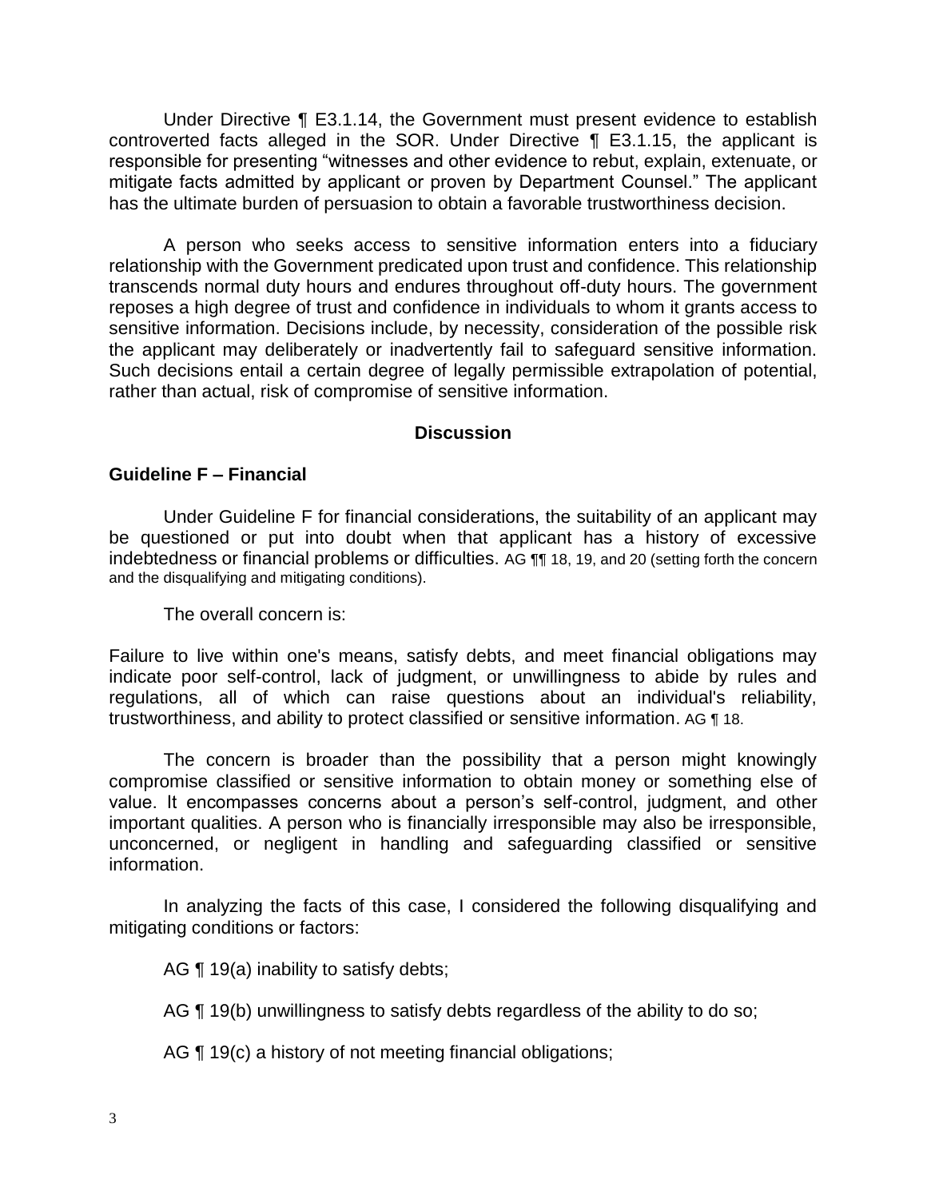Under Directive ¶ E3.1.14, the Government must present evidence to establish controverted facts alleged in the SOR. Under Directive ¶ E3.1.15, the applicant is responsible for presenting "witnesses and other evidence to rebut, explain, extenuate, or mitigate facts admitted by applicant or proven by Department Counsel." The applicant has the ultimate burden of persuasion to obtain a favorable trustworthiness decision.

A person who seeks access to sensitive information enters into a fiduciary relationship with the Government predicated upon trust and confidence. This relationship transcends normal duty hours and endures throughout off-duty hours. The government reposes a high degree of trust and confidence in individuals to whom it grants access to sensitive information. Decisions include, by necessity, consideration of the possible risk the applicant may deliberately or inadvertently fail to safeguard sensitive information. Such decisions entail a certain degree of legally permissible extrapolation of potential, rather than actual, risk of compromise of sensitive information.

## Discussion

### Guideline F – Financial

Under Guideline F for financial considerations, the suitability of an applicant may be questioned or put into doubt when that applicant has a history of excessive indebtedness or financial problems or difficulties. AG ¶¶ 18, 19, and 20 (setting forth the concern and the disqualifying and mitigating conditions).

The overall concern is:

Failure to live within one's means, satisfy debts, and meet financial obligations may indicate poor self-control, lack of judgment, or unwillingness to abide by rules and regulations, all of which can raise questions about an individual's reliability, trustworthiness, and ability to protect classified or sensitive information. AG ¶ 18.

The concern is broader than the possibility that a person might knowingly compromise classified or sensitive information to obtain money or something else of value. It encompasses concerns about a person's self-control, judgment, and other important qualities. A person who is financially irresponsible may also be irresponsible, unconcerned, or negligent in handling and safeguarding classified or sensitive information.

In analyzing the facts of this case, I considered the following disqualifying and mitigating conditions or factors:

AG ¶ 19(a) inability to satisfy debts;

AG ¶ 19(b) unwillingness to satisfy debts regardless of the ability to do so;

AG ¶ 19(c) a history of not meeting financial obligations;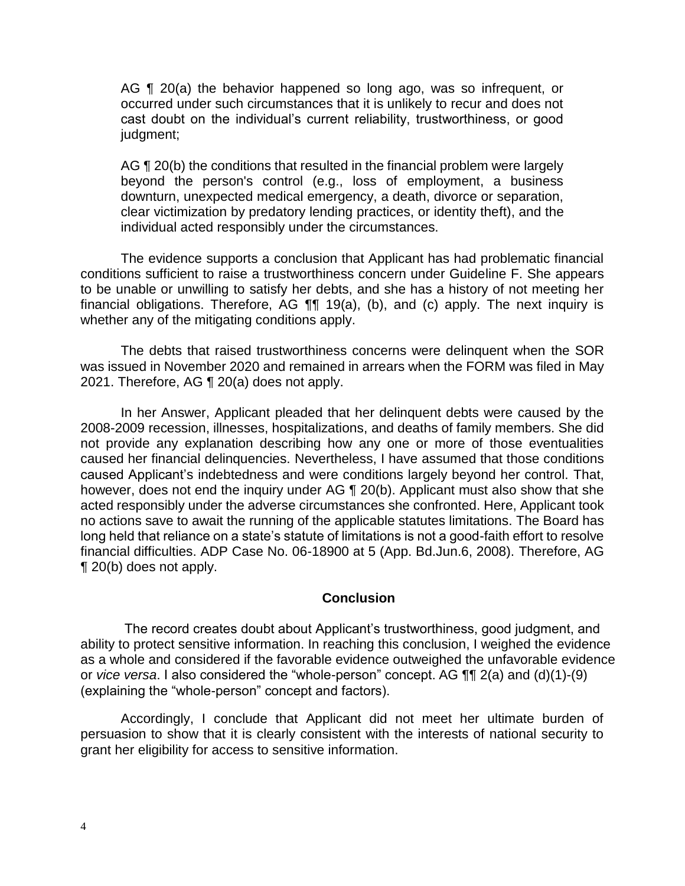AG ¶ 20(a) the behavior happened so long ago, was so infrequent, or occurred under such circumstances that it is unlikely to recur and does not cast doubt on the individual's current reliability, trustworthiness, or good judgment;

AG ¶ 20(b) the conditions that resulted in the financial problem were largely beyond the person's control (e.g., loss of employment, a business downturn, unexpected medical emergency, a death, divorce or separation, clear victimization by predatory lending practices, or identity theft), and the individual acted responsibly under the circumstances.

The evidence supports a conclusion that Applicant has had problematic financial conditions sufficient to raise a trustworthiness concern under Guideline F. She appears to be unable or unwilling to satisfy her debts, and she has a history of not meeting her financial obligations. Therefore, AG ¶¶ 19(a), (b), and (c) apply. The next inquiry is whether any of the mitigating conditions apply.

The debts that raised trustworthiness concerns were delinquent when the SOR was issued in November 2020 and remained in arrears when the FORM was filed in May 2021. Therefore, AG ¶ 20(a) does not apply.

In her Answer, Applicant pleaded that her delinquent debts were caused by the 2008-2009 recession, illnesses, hospitalizations, and deaths of family members. She did not provide any explanation describing how any one or more of those eventualities caused her financial delinquencies. Nevertheless, I have assumed that those conditions caused Applicant's indebtedness and were conditions largely beyond her control. That, however, does not end the inquiry under AG ¶ 20(b). Applicant must also show that she acted responsibly under the adverse circumstances she confronted. Here, Applicant took no actions save to await the running of the applicable statutes limitations. The Board has long held that reliance on a state's statute of limitations is not a good-faith effort to resolve financial difficulties. ADP Case No. 06-18900 at 5 (App. Bd.Jun.6, 2008). Therefore, AG ¶ 20(b) does not apply.

## Conclusion

The record creates doubt about Applicant's trustworthiness, good judgment, and ability to protect sensitive information. In reaching this conclusion, I weighed the evidence as a whole and considered if the favorable evidence outweighed the unfavorable evidence or *vice versa*. I also considered the "whole-person" concept. AG ¶¶ 2(a) and (d)(1)-(9) (explaining the "whole-person" concept and factors).

Accordingly, I conclude that Applicant did not meet her ultimate burden of persuasion to show that it is clearly consistent with the interests of national security to grant her eligibility for access to sensitive information.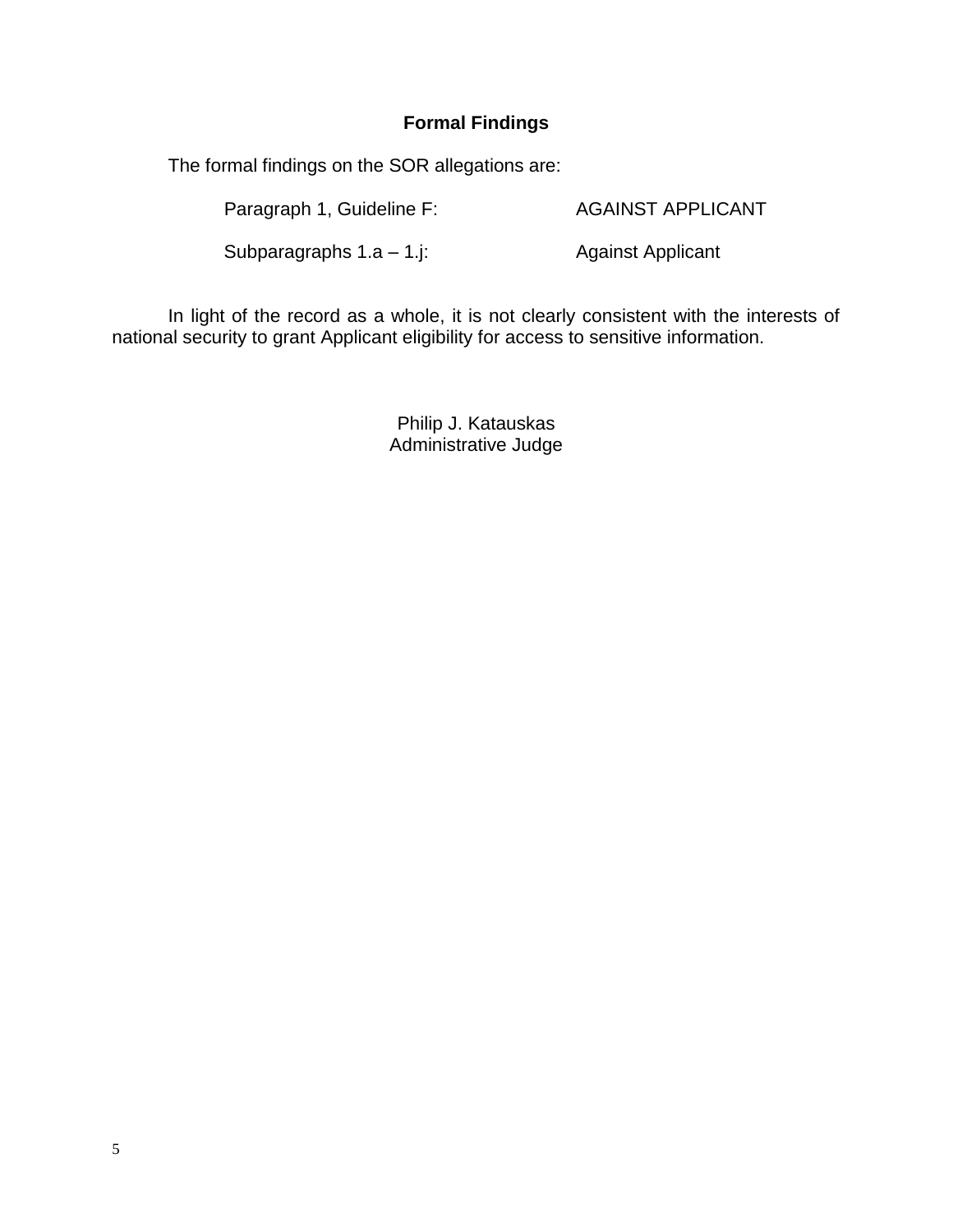## Formal Findings

The formal findings on the SOR allegations are:

| | |
|---|---|
| Paragraph 1, Guideline F: | AGAINST APPLICANT |
| Subparagraphs 1.a – 1.j: | Against Applicant |

In light of the record as a whole, it is not clearly consistent with the interests of national security to grant Applicant eligibility for access to sensitive information.

Philip J. Katauskas
Administrative Judge